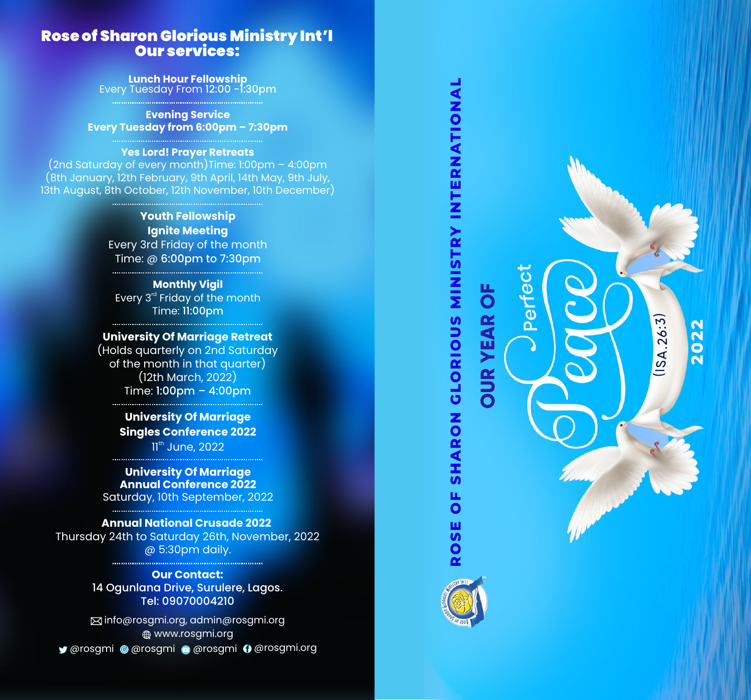# Rose of Sharon Glorious Ministry Int'l

## Our services:

**Lunch Hour Fellowship**
Every Tuesday From 12:00 -1:30pm

**Evening Service**
**Every Tuesday from 6:00pm – 7:30pm**

**Yes Lord! Prayer Retreats**
(2nd Saturday of every month)Time: 1:00pm – 4:00pm
(8th January, 12th February, 9th April, 14th May, 9th July, 13th August, 8th October, 12th November, 10th December)

**Youth Fellowship**
**Ignite Meeting**
Every 3rd Friday of the month
Time: @ 6:00pm to 7:30pm

**Monthly Vigil**
Every 3rd Friday of the month
Time: 11:00pm

**University Of Marriage Retreat**
(Holds quarterly on 2nd Saturday of the month in that quarter)
(12th March, 2022)
Time: 1:00pm – 4:00pm

**University Of Marriage**
**Singles Conference 2022**
11th June, 2022

**University Of Marriage**
**Annual Conference 2022**
Saturday, 10th September, 2022

**Annual National Crusade 2022**
Thursday 24th to Saturday 26th, November, 2022
@ 5:30pm daily.

**Our Contact:**
14 Ogunlana Drive, Surulere, Lagos.
Tel: 09070004210

info@rosgmi.org, admin@rosgmi.org
www.rosgmi.org
@rosgmi @rosgmi @rosgmi @rosgmi.org

# ROSE OF SHARON GLORIOUS MINISTRY INTERNATIONAL

## OUR YEAR OF Perfect Peace

(ISA.26:3)

2022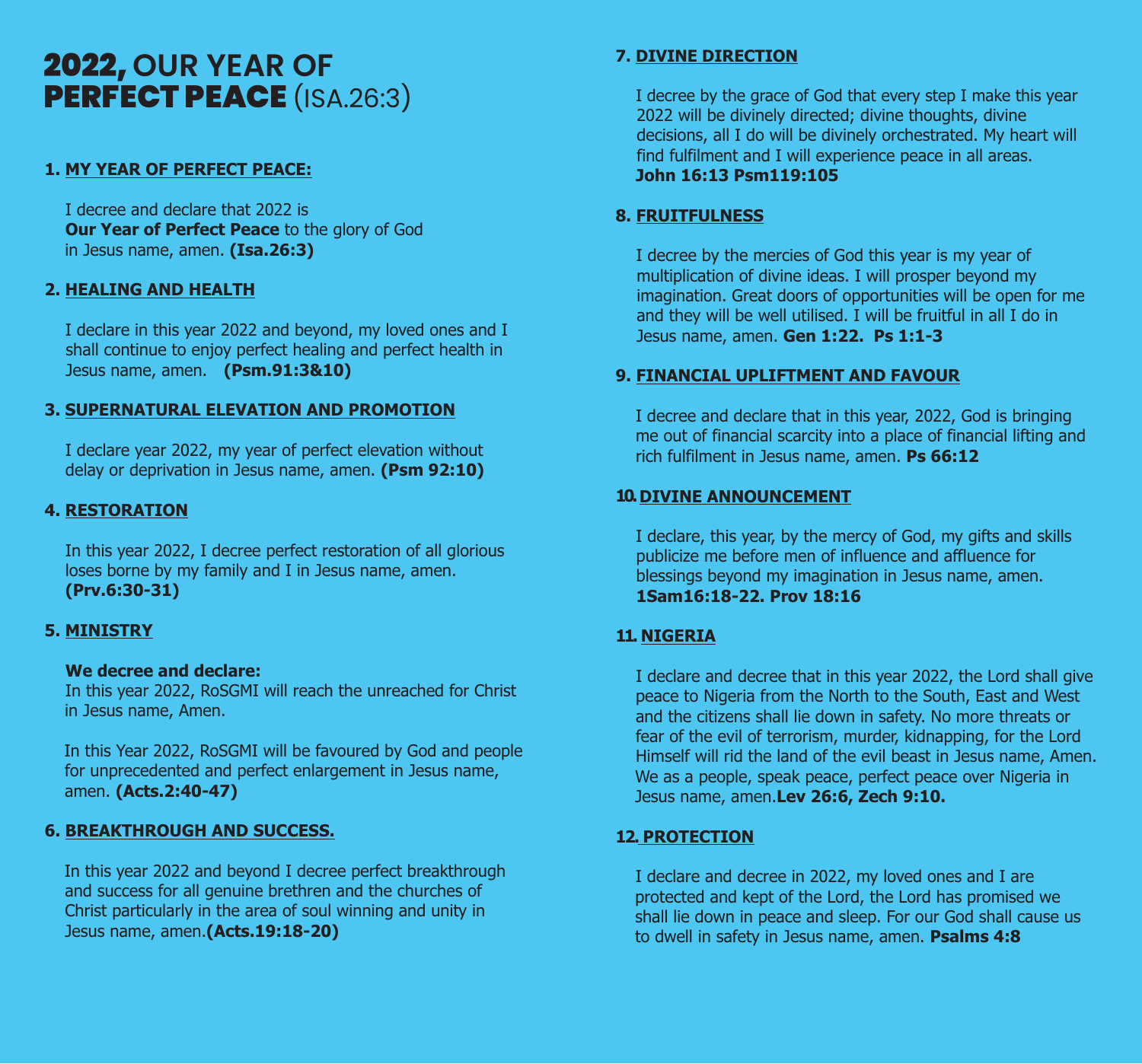# **2022,** OUR YEAR OF **PERFECT PEACE** (ISA.26:3)

### 1. MY YEAR OF PERFECT PEACE:

I decree and declare that 2022 is **Our Year of Perfect Peace** to the glory of God in Jesus name, amen. **(Isa.26:3)**

### 2. HEALING AND HEALTH

I declare in this year 2022 and beyond, my loved ones and I shall continue to enjoy perfect healing and perfect health in Jesus name, amen. **(Psm.91:3&10)**

### 3. SUPERNATURAL ELEVATION AND PROMOTION

I declare year 2022, my year of perfect elevation without delay or deprivation in Jesus name, amen. **(Psm 92:10)**

### 4. RESTORATION

In this year 2022, I decree perfect restoration of all glorious loses borne by my family and I in Jesus name, amen. **(Prv.6:30-31)**

### 5. MINISTRY

**We decree and declare:**
In this year 2022, RoSGMI will reach the unreached for Christ in Jesus name, Amen.

In this Year 2022, RoSGMI will be favoured by God and people for unprecedented and perfect enlargement in Jesus name, amen. **(Acts.2:40-47)**

### 6. BREAKTHROUGH AND SUCCESS.

In this year 2022 and beyond I decree perfect breakthrough and success for all genuine brethren and the churches of Christ particularly in the area of soul winning and unity in Jesus name, amen.**(Acts.19:18-20)**

### 7. DIVINE DIRECTION

I decree by the grace of God that every step I make this year 2022 will be divinely directed; divine thoughts, divine decisions, all I do will be divinely orchestrated. My heart will find fulfilment and I will experience peace in all areas. **John 16:13 Psm119:105**

### 8. FRUITFULNESS

I decree by the mercies of God this year is my year of multiplication of divine ideas. I will prosper beyond my imagination. Great doors of opportunities will be open for me and they will be well utilised. I will be fruitful in all I do in Jesus name, amen. **Gen 1:22. Ps 1:1-3**

### 9. FINANCIAL UPLIFTMENT AND FAVOUR

I decree and declare that in this year, 2022, God is bringing me out of financial scarcity into a place of financial lifting and rich fulfilment in Jesus name, amen. **Ps 66:12**

### 10. DIVINE ANNOUNCEMENT

I declare, this year, by the mercy of God, my gifts and skills publicize me before men of influence and affluence for blessings beyond my imagination in Jesus name, amen. **1Sam16:18-22. Prov 18:16**

### 11. NIGERIA

I declare and decree that in this year 2022, the Lord shall give peace to Nigeria from the North to the South, East and West and the citizens shall lie down in safety. No more threats or fear of the evil of terrorism, murder, kidnapping, for the Lord Himself will rid the land of the evil beast in Jesus name, Amen. We as a people, speak peace, perfect peace over Nigeria in Jesus name, amen.**Lev 26:6, Zech 9:10.**

### 12. PROTECTION

I declare and decree in 2022, my loved ones and I are protected and kept of the Lord, the Lord has promised we shall lie down in peace and sleep. For our God shall cause us to dwell in safety in Jesus name, amen. **Psalms 4:8**